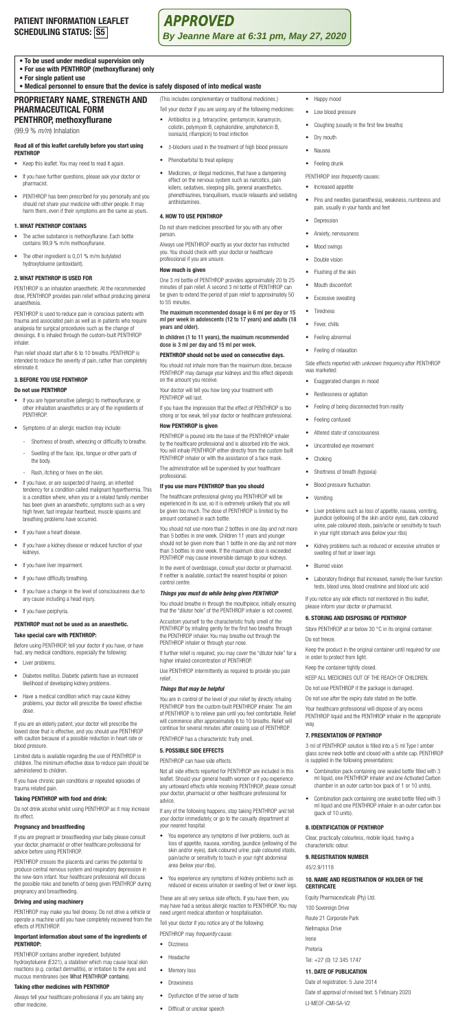# PATIENT INFORMATION LEAFLET
## SCHEDULING STATUS: S5

***APPROVED***
***By Jeanne Mare at 6:31 pm, May 27, 2020***

- **To be used under medical supervision only**
- **For use with PENTHROX (methoxyflurane) only**
- **For single patient use**
- **Medical personnel to ensure that the device is safely disposed of into medical waste**

## PROPRIETARY NAME, STRENGTH AND PHARMACEUTICAL FORM
## PENTHROX, methoxyflurane

(99,9 % *m/m*) Inhalation

**Read all of this leaflet carefully before you start using PENTHROP**

- Keep this leaflet. You may need to read it again.
- If you have further questions, please ask your doctor or pharmacist.
- PENTHROX has been prescribed for you personally and you should not share your medicine with other people. It may harm them, even if their symptoms are the same as yours.

### 1. WHAT PENTHROX CONTAINS

- The active substance is methoxyflurane. Each bottle contains 99,9 % m/m methoxyflurane.
- The other ingredient is 0,01 % m/m butylated hydroxytoluene (antioxidant).

### 2. WHAT PENTHROX IS USED FOR

PENTHROX is an inhalation anaesthetic. At the recommended dose, PENTHROX provides pain relief without producing general anaesthesia.

PENTHROX is used to reduce pain in conscious patients with trauma and associated pain as well as in patients who require analgesia for surgical procedures such as the change of dressings. It is inhaled through the custom-built PENTHROX inhaler.

Pain relief should start after 6 to 10 breaths. PENTHROX is intended to reduce the severity of pain, rather than completely eliminate it.

### 3. BEFORE YOU USE PENTHROX

**Do not use PENTHROX**

- If you are hypersensitive (allergic) to methoxyflurane, or other inhalation anaesthetics or any of the ingredients of PENTHROX.
- Symptoms of an allergic reaction may include:
  - Shortness of breath, wheezing or difficulty to breathe.
  - Swelling of the face, lips, tongue or other parts of the body.
  - Rash, itching or hives on the skin.
- If you have, or are suspected of having, an inherited tendency for a condition called malignant hyperthermia. This is a condition where, when you or a related family member has been given an anaesthetic, symptoms such as a very high fever, fast irregular heartbeat, muscle spasms and breathing problems have occurred.
- If you have a heart disease.
- If you have a kidney disease or reduced function of your kidneys.
- If you have liver impairment.
- If you have difficulty breathing.
- If you have a change in the level of consciousness due to any cause including a head injury.
- If you have porphyria.

**PENTHROX must not be used as an anaesthetic.**

**Take special care with PENTHROX:**

Before using PENTHROX, tell your doctor if you have, or have had, any medical conditions, especially the following:

- Liver problems.
- Diabetes mellitus. Diabetic patients have an increased likelihood of developing kidney problems.
- Have a medical condition which may cause kidney problems, your doctor will prescribe the lowest effective dose.

If you are an elderly patient, your doctor will prescribe the lowest dose that is effective, and you should use PENTHROX with caution because of a possible reduction in heart rate or blood pressure.

Limited data is available regarding the use of PENTHROX in children. The minimum effective dose to reduce pain should be administered to children.

If you have chronic pain conditions or repeated episodes of trauma related pain.

**Taking PENTHROX with food and drink:**

Do not drink alcohol whilst using PENTHROX as it may increase its effect.

**Pregnancy and breastfeeding**

If you are pregnant or breastfeeding your baby please consult your doctor, pharmacist or other healthcare professional for advice before using PENTHROX.

PENTHROX crosses the placenta and carries the potential to produce central nervous system and respiratory depression in the new-born infant. Your healthcare professional will discuss the possible risks and benefits of being given PENTHROX during pregnancy and breastfeeding.

**Driving and using machinery**

PENTHROX may make you feel drowsy. Do not drive a vehicle or operate a machine until you have completely recovered from the effects of PENTHROX.

**Important information about some of the ingredients of PENTHROX:**

PENTHROX contains another ingredient, butylated hydroxytoluene (E321), a stabiliser which may cause local skin reactions (e.g. contact dermatitis), or irritation to the eyes and mucous membranes (see What PENTHROX contains).

**Taking other medicines with PENTHROX**

Always tell your healthcare professional if you are taking any other medicine.

(This includes complementary or traditional medicines.)

Tell your doctor if you are using any of the following medicines:

- Antibiotics (e.g. tetracycline, gentamycin, kanamycin, colistin, polymyxin B, cephaloridine, amphotericin B, isoniazid, rifampicin) to treat infection
- β-blockers used in the treatment of high blood pressure
- Phenobarbital to treat epilepsy
- Medicines, or illegal medicines, that have a dampening effect on the nervous system such as narcotics, pain killers, sedatives, sleeping pills, general anaesthetics, phenothiazines, tranquilisers, muscle relaxants and sedating antihistamines.

### 4. HOW TO USE PENTHROX

Do not share medicines prescribed for you with any other person.

Always use PENTHROX exactly as your doctor has instructed you. You should check with your doctor or healthcare professional if you are unsure.

**How much is given**

One 3 ml bottle of PENTHROX provides approximately 20 to 25 minutes of pain relief. A second 3 ml bottle of PENTHROX can be given to extend the period of pain relief to approximately 50 to 55 minutes.

**The maximum recommended dosage is 6 ml per day or 15 ml per week in adolescents (12 to 17 years) and adults (18 years and older).**

**In children (1 to 11 years), the maximum recommended dose is 3 ml per day and 15 ml per week.**

**PENTHROX should not be used on consecutive days.**

You should not inhale more than the maximum dose, because PENTHROX may damage your kidneys and this effect depends on the amount you receive.

Your doctor will tell you how long your treatment with PENTHROX will last.

If you have the impression that the effect of PENTHROX is too strong or too weak, tell your doctor or healthcare professional.

**How PENTHROX is given**

PENTHROX is poured into the base of the PENTHROX inhaler by the healthcare professional and is absorbed into the wick. You will inhale PENTHROX either directly from the custom built PENTHROX inhaler or with the assistance of a face mask.

The administration will be supervised by your healthcare professional.

**If you use more PENTHROX than you should**

The healthcare professional giving you PENTHROX will be experienced in its use, so it is extremely unlikely that you will be given too much. The dose of PENTHROX is limited by the amount contained in each bottle.

You should not use more than 2 bottles in one day and not more than 5 bottles in one week. Children 11 years and younger should not be given more than 1 bottle in one day and not more than 3 bottles in one week. If the maximum dose is exceeded PENTHROX may cause irreversible damage to your kidneys.

In the event of overdosage, consult your doctor or pharmacist. If neither is available, contact the nearest hospital or poison control centre.

***Things you must do while being given PENTHROX***

You should breathe in through the mouthpiece, initially ensuring that the "dilutor hole" of the PENTHROX inhaler is not covered.

Accustom yourself to the characteristic fruity smell of the PENTHROX by inhaling gently for the first two breaths through the PENTHROX inhaler. You may breathe out through the PENTHROX inhaler or through your nose.

If further relief is required, you may cover the "dilutor hole" for a higher inhaled concentration of PENTHROX.

Use PENTHROX intermittently as required to provide you pain relief.

***Things that may be helpful***

You are in control of the level of your relief by directly inhaling PENTHROX from the custom-built PENTHROX inhaler. The aim of PENTHROX is to relieve pain until you feel comfortable. Relief will commence after approximately 6 to 10 breaths. Relief will continue for several minutes after ceasing use of PENTHROX.

PENTHROX has a characteristic fruity smell.

### 5. POSSIBLE SIDE EFFECTS

PENTHROX can have side effects.

Not all side effects reported for PENTHROX are included in this leaflet. Should your general health worsen or if you experience any untoward effects while receiving PENTHROX, please consult your doctor, pharmacist or other healthcare professional for advice.

If any of the following happens, stop taking PENTHROX and tell your doctor immediately, or go to the casualty department at your nearest hospital:

- You experience any symptoms of liver problems, such as loss of appetite, nausea, vomiting, jaundice (yellowing of the skin and/or eyes), dark coloured urine, pale coloured stools, pain/ache or sensitivity to touch in your right abdominal area (below your ribs).
- You experience any symptoms of kidney problems such as reduced or excess urination or swelling of feet or lower legs.

These are all very serious side effects. If you have them, you may have had a serious allergic reaction to PENTHROX. You may need urgent medical attention or hospitalisation.

Tell your doctor if you notice any of the following:

PENTHROX may *frequently* cause:

- Dizziness
- Headache
- Memory loss
- Drowsiness
- Dysfunction of the sense of taste
- Difficult or unclear speech
- Happy mood
- Low blood pressure
- Coughing (usually in the first few breaths)
- Dry mouth
- Nausea
- Feeling drunk

PENTHROX *less frequently* causes:

- Increased appetite
- Pins and needles (paraesthesia), weakness, numbness and pain, usually in your hands and feet
- Depression
- Anxiety, nervousness
- Mood swings
- Double vision
- Flushing of the skin
- Mouth discomfort
- Excessive sweating
- Tiredness
- Fever, chills
- Feeling abnormal
- Feeling of relaxation

Side effects reported with *unknown frequency* after PENTHROX was marketed:

- Exaggerated changes in mood
- Restlessness or agitation
- Feeling of being disconnected from reality
- Feeling confused
- Altered state of consciousness
- Uncontrolled eye movement
- Choking
- Shortness of breath (hypoxia)
- Blood pressure fluctuation
- Vomiting
- Liver problems such as loss of appetite, nausea, vomiting, jaundice (yellowing of the skin and/or eyes), dark coloured urine, pale coloured stools, pain/ache or sensitivity to touch in your right stomach area (below your ribs)
- Kidney problems such as reduced or excessive urination or swelling of feet or lower legs
- Blurred vision
- Laboratory findings that increased, namely the liver function tests, blood urea, blood creatinine and blood uric acid

If you notice any side effects not mentioned in this leaflet, please inform your doctor or pharmacist.

### 6. STORING AND DISPOSING OF PENTHROX

Store PENTHROX at or below 30 °C in its original container.

Do not freeze.

Keep the product in the original container until required for use in order to protect from light.

Keep the container tightly closed.

KEEP ALL MEDICINES OUT OF THE REACH OF CHILDREN.

Do not use PENTHROX if the package is damaged.

Do not use after the expiry date stated on the bottle.

Your healthcare professional will dispose of any excess PENTHROX liquid and the PENTHROX inhaler in the appropriate way.

### 7. PRESENTATION OF PENTHROX

3 ml of PENTHROX solution is filled into a 5 ml Type I amber glass screw neck bottle and closed with a white cap. PENTHROX is supplied in the following presentations:

- Combination pack containing one sealed bottle filled with 3 ml liquid, one PENTHROX inhaler and one Activated Carbon chamber in an outer carton box (pack of 1 or 10 units).
- Combination pack containing one sealed bottle filled with 3 ml liquid and one PENTHROX inhaler in an outer carton box (pack of 10 units).

### 8. IDENTIFICATION OF PENTHROX

Clear, practically colourless, mobile liquid, having a characteristic odour.

### 9. REGISTRATION NUMBER

45/2.9/1118

### 10. NAME AND REGISTRATION OF HOLDER OF THE CERTIFICATE

Equity Pharmaceuticals (Pty) Ltd.

100 Sovereign Drive

Route 21 Corporate Park

Nellmapius Drive

Irene

Pretoria

Tel: +27 (0) 12 345 1747

### 11. DATE OF PUBLICATION

Date of registration: 5 June 2014

Date of approval of revised text: 5 February 2020

LI-MEOF-CMI-SA-V2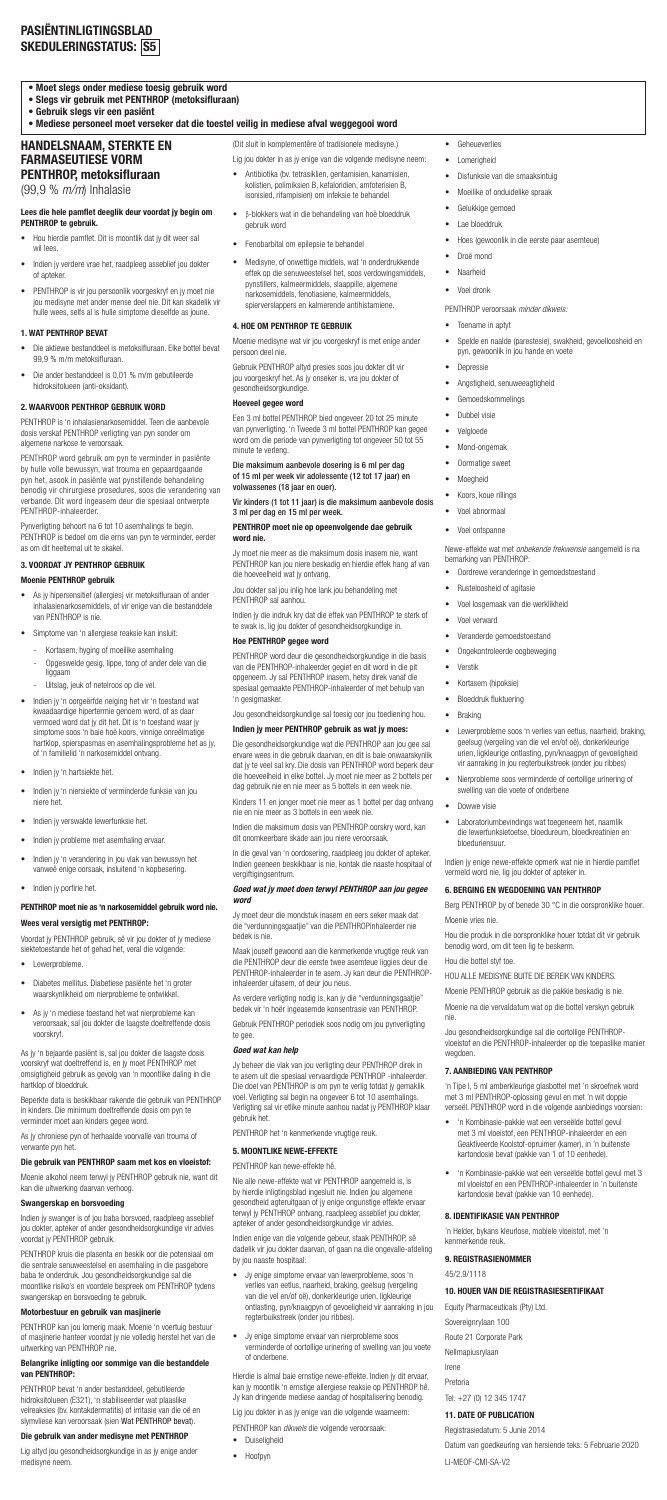# PASIËNTINLIGTINGSBLAD SKEDULERINGSTATUS: S5

- **Moet slegs onder mediese toesig gebruik word**
- **Slegs vir gebruik met PENTHROP (metoksifluraan)**
- **Gebruik slegs vir een pasiënt**
- **Mediese personeel moet verseker dat die toestel veilig in mediese afval weggegooi word**

## HANDELSNAAM, STERKTE EN FARMASEUTIESE VORM PENTHROP, metoksifluraan

(99,9 % *m/m*) Inhalasie

**Lees die hele pamflet deeglik deur voordat jy begin om PENTHROP te gebruik.**

- Hou hierdie pamflet. Dit is moontlik dat jy dit weer sal wil lees.
- Indien jy verdere vrae het, raadpleeg asseblief jou dokter of apteker.
- PENTHROP is vir jou persoonlik voorgeskryf en jy moet nie jou medisyne met ander mense deel nie. Dit kan skadelik vir hulle wees, selfs al is hulle simptome dieselfde as joune.

### 1. WAT PENTHROP BEVAT

- Die aktiewe bestanddeel is metoksifluraan. Elke bottel bevat 99,9 % m/m metoksifluraan.
- Die ander bestanddeel is 0,01 % m/m gebutileerde hidroksitolueen (anti-oksidant).

### 2. WAAROOR PENTHROP GEBRUIK WORD

PENTHROP is 'n inhalasienarkosemiddel. Teen die aanbevole dosis verskaf PENTHROP verligting van pyn sonder om algemene narkose te veroorsaak.

PENTHROP word gebruik om pyn te verminder in pasiënte by hulle volle bewussyn, wat trauma en gepaardgaande pyn het, asook in pasiënte wat pynstillende behandeling benodig vir chirurgiese prosedures, soos die verandering van verbande. Dit word ingeasem deur die spesiaal ontwerpte PENTHROP-inhaleerder.

Pynverligting behoort na 6 tot 10 asemhalings te begin. PENTHROP is bedoel om die erns van pyn te verminder, eerder as om dit heeltemal uit te skakel.

### 3. VOORDAT JY PENTHROP GEBRUIK

**Moenie PENTHROP gebruik**

- As jy hipersensitief (allergies) vir metoksifluraan of ander inhalasienarkosemiddels, of vir enige van die bestanddele van PENTHROP is nie.
- Simptome van 'n allergiese reaksie kan insluit:
  - Kortasem, hyging of moeilike asemhaling
  - Opgeswelde gesig, lippe, tong of ander dele van die liggaam
  - Uitslag, jeuk of netelroos op die vel.
- Indien jy 'n oorgeërfde neiging het vir 'n toestand wat kwaadaardige hipertermie genoem word, of as daar vermoed word dat jy dit het. Dit is 'n toestand waar jy simptome soos 'n baie hoë koors, vinnige onreëlmatige hartklop, spierspasmas en asemhalingsprobleme het as jy, of 'n familielid 'n narkosemiddel ontvang.
- Indien jy 'n hartsiekte het.
- Indien jy 'n niersiekte of verminderde funksie van jou niere het.
- Indien jy verswakte lewerfunksie het.
- Indien jy probleme met asemhaling ervaar.
- Indien jy 'n verandering in jou vlak van bewussyn het vanweë enige oorsaak, insluitend 'n kopbesering.
- Indien jy porfirie het.

**PENTHROP moet nie as 'n narkosemiddel gebruik word nie.**

**Wees veral versigtig met PENTHROP:**

Voordat jy PENTHROP gebruik, sê vir jou dokter of jy mediese siektetoestande het of gehad het, veral die volgende:

- Lewerprobleme.
- Diabetes mellitus. Diabetiese pasiënte het 'n groter waarskynlikheid om nierprobleme te ontwikkel.
- As jy 'n mediese toestand het wat nierprobleme kan veroorsaak, sal jou dokter die laagste doeltreffende dosis voorskryf.

As jy 'n bejaarde pasiënt is, sal jou dokter die laagste dosis voorskryf wat doeltreffend is, en jy PENTHROP moet omsigtigheid gebruik as gevolg van 'n moontlike daling in die hartklop of bloeddruk.

Beperkte data is beskikbaar rakende die gebruik van PENTHROP in kinders. Die minimum doeltreffende dosis om pyn te verminder moet aan kinders gegee word.

As jy chroniese pyn of herhaalde voorvalle van trauma of verwante pyn het.

**Die gebruik van PENTHROP saam met kos en vloeistof:**

Moenie alkohol neem terwyl jy PENTHROP gebruik nie, want dit kan die uitwerking daarvan verhoog.

**Swangerskap en borsvoeding**

Indien jy swanger is of jou baba borsvoed, raadpleeg asseblief jou dokter, apteker of ander gesondheidsorgkundige vir advies voordat jy PENTHROP gebruik.

PENTHROP kruis die plasenta en beskik oor die potensiaal om die sentrale senuweestelsel en asemhaling in die gaspebore baba te onderdruk. Jou gesondheidsorgkundige sal die moontlike risiko's en voordele bespreek om PENTHROP tydens swangerskap en borsvoeding te gebruik.

**Motorbestuur en gebruik van masjinerie**

PENTHROP kan jou lomerig maak. Moenie 'n voertuig bestuur of masjinerie hanteer voordat jy nie volledig herstel het van die uitwerking van PENTHROP nie.

**Belangrike inligting oor sommige van die bestanddele van PENTHROP:**

PENTHROP bevat 'n ander bestanddeel, gebutileerde hidroksitolueen (E321), 'n stabiliseerder wat plaaslike velreaksies (bv. kontakdermatitis) of irritasie van die oë en slymvliese kan veroorsaak (sien **Wat PENTHROP bevat**).

**Die gebruik van ander medisyne met PENTHROP**

Lig altyd jou gesondheidsorgkundige in as jy enige ander medisyne neem.

(Dit sluit in komplementêre of tradisionele medisyne.)

Lig jou dokter in as jy enige van die volgende medisyne neem:

- Antibiotika (bv. tetrasiklien, gentamisien, kanamisien, kolistien, polimiksien B, kefaloridien, amfoterisien B, isoniasied, rifampisien) om infeksie te behandel
- β-blokkers wat in die behandeling van hoë bloeddruk gebruik word
- Fenobarbital om epilepsie te behandel
- Medisyne, of onwettige middels, wat 'n onderdrukkende effek op die senuweestelsel het, soos verdowingsmiddels, pynstillers, kalmeermiddels, slaappille, algemene narkosemiddels, fenotiasiene, kalmeermiddels, spierverslappers en kalmerende antihistamiene.

### 4. HOE OM PENTHROP TE GEBRUIK

Moenie medisyne wat vir jou voorgeskryf is met enige ander persoon deel nie.

Gebruik PENTHROP altyd presies soos jou dokter dit vir jou voorgeskryf het. As jy onseker is, vra jou dokter of gesondheidsorgkundige.

**Hoeveel gegee word**

Een 3 ml bottel PENTHROP bied ongeveer 20 tot 25 minute van pynverligting. 'n Tweede 3 ml bottel PENTHROP kan gegee word om die periode van pynverligting tot ongeveer 50 tot 55 minute te verleng.

**Die maksimum aanbevole dosering is 6 ml per dag of 15 ml per week vir adolessente (12 tot 17 jaar) en volwassenes (18 jaar en ouer).**

**Vir kinders (1 tot 11 jaar) is die maksimum aanbevole dosis 3 ml per dag en 15 ml per week.**

**PENTHROP moet nie op opeenvolgende dae gebruik word nie.**

Jy moet nie meer as die maksimum dosis inasem nie, want PENTHROP kan niere beskadig en hierdie effek hang af van die hoeveelheid wat jy ontvang.

Jou dokter sal jou inlig hoe lank jou behandeling met PENTHROP sal aanhou.

Indien jy die indruk kry dat die effek van PENTHROP te sterk of te swak is, lig jou dokter of gesondheidsorgkundige in.

**Hoe PENTHROP gegee word**

PENTHROP word deur die gesondheidsorgkundige in die basis van die PENTHROP-inhaleerder gegiet en dit word in die pit opgeneem. Jy sal PENTHROP inasem, hetsy direk vanaf die spesiaal gemaakte PENTHROP-inhaleerder of met behulp van 'n gesigmasker.

Jou gesondheidsorgkundige sal toesig oor jou toediening hou.

**Indien jy meer PENTHROP gebruik as wat jy moes:**

Die gesondheidsorgkundige wat die PENTHROP aan jou gee sal ervare wees in die gebruik daarvan, en dit is baie onwaarskynlik dat jy te veel sal kry. Die dosis van PENTHROP word beperk deur die hoeveelheid in elke bottel. Jy moet nie meer as 2 bottels per dag gebruik nie en nie meer as 5 bottels in een week nie.

Kinders 11 en jonger moet nie meer as 1 bottel per dag ontvang nie en nie meer as 3 bottels in een week nie.

Indien die maksimum dosis van PENTHROP oorskry word, kan dit onomkeerbare skade aan jou niere veroorsaak.

In die geval van 'n oordosering, raadpleeg jou dokter of apteker. Indien geeneen beskikbaar is nie, kontak die naaste hospitaal of vergiftigingsentrum.

***Goed wat jy moet doen terwyl PENTHROP aan jou gegee word***

Jy moet deur die mondstuk inasem en eers seker maak dat die "verdunningsgaatjie" van die PENTHROPinhaleerder nie bedek is nie.

Maak jouself gewoond aan die kenmerkende vrugtige reuk van die PENTHROP deur die eerste twee asemteue liggies deur die PENTHROP-inhaleerder in te asem. Jy kan deur die PENTHROP-inhaleerder uitasem, of deur jou neus.

As verdere verligting nodig is, kan jy die "verdunningsgaatjie" bedek vir 'n hoër ingeasemde konsentrasie van PENTHROP.

Gebruik PENTHROP periodiek soos nodig om jou pynverligting te gee.

***Goed wat kan help***

Jy beheer die vlak van jou verligting deur PENTHROP direk in te asem uit die spesiaal vervaardigde PENTHROP -inhaleerder. Die doel van PENTHROP is om pyn te verlig totdat jy gemaklik voel. Verligting sal begin na ongeveer 6 tot 10 asemhalings. Verligting sal vir etlike minute aanhou nadat jy PENTHROP klaar gebruik het.

PENTHROP het 'n kenmerkende vrugtige reuk.

### 5. MOONTLIKE NEWE-EFFEKTE

PENTHROP kan newe-effekte hê.

Nie alle newe-effekte wat vir PENTHROP aangemeld is, is by hierdie inligtingsblad ingesluit nie. Indien jou algemene gesondheid agteruitgaan of jy enige ongunstige effekte ervaar terwyl jy PENTHROP ontvang, raadpleeg asseblief jou dokter, apteker of ander gesondheidsorgkundige vir advies.

Indien enige van die volgende gebeur, staak PENTHROP, sê dadelik vir jou dokter daarvan, of gaan na die ongevalle-afdeling by jou naaste hospitaal:

- Jy enige simptome ervaar van lewerprobleme, soos 'n verlies van eetlus, naarheid, braking, geelsug (vergeling van die vel en/of oë), donkerkleurige urien, ligkleurige ontlasting, pyn/knaagpyn of gevoeligheid vir aanraking in jou regterbuikstreek (onder jou ribbes)
- Jy enige simptome ervaar van nierprobleme soos verminderde of oortollige urinering of swelling van jou voete of onderbene.

Hierdie is almal baie ernstige newe-effekte. Indien jy dit ervaar, kan jy moontlik 'n ernstige allergiese reaksie op PENTHROP hê. Jy kan dringende mediese aandag of hospitalisering benodig.

Lig jou dokter in as jy enige van die volgende waarneem:

PENTHROP kan *dikwels* die volgende veroorsaak:

- Duiseligheid
- Hoofpyn
- Geheueverlies
- Lomerigheid
- Disfunksie van die smaaksintuig
- Moeilike of onduidelike spraak
- Gelukkige gemoed
- Lae bloeddruk
- Hoes (gewoonlik in die eerste paar asemteue)
- Droë mond
- Naarheid
- Voel dronk

PENTHROP veroorsaak *minder dikwels:*

- Toename in aptyt
- Spelde en naalde (parestesie), swakheid, gevoelloosheid en pyn, gewoonlik in jou hande en voete
- Depressie
- Angstigheid, senuweeagtigheid
- Gemoedskommelings
- Dubbel visie
- Velgloede
- Mond-ongemak
- Oormatige sweet
- Moegheid
- Koors, koue rillings
- Voel abnormaal
- Voel ontspanne

Newe-effekte wat met *onbekende frekwensie* aangemeld is na bemarking van PENTHROP:

- Oordrewe veranderinge in gemoedstoestand
- Rusteloosheid of agitasie
- Voel losgemaak van die werklikheid
- Voel verward
- Veranderde gemoedstoestand
- Ongekontroleerde oogbeweging
- Verstik
- Kortasem (hipoksie)
- Bloeddruk fluktuering
- Braking
- Lewerprobleme soos 'n verlies van eetlus, naarheid, braking, geelsug (vergeling van die vel en/of oë), donkerkleurige urien, ligkleurige ontlasting, pyn/knaagpyn of gevoeligheid vir aanraking in jou regterbuikstreek (onder jou ribbes)
- Nierprobleme soos verminderde of oortollige urinering of swelling van die voete of onderbene
- Dowwe visie
- Laboratoriumbevindings wat toegeneem het, naamlik die lewerfunksietoetse, bloedureum, bloedkreatinien en bloeduriensuur.

Indien jy enige newe-effekte opmerk wat nie in hierdie pamflet vermeld word nie, lig jou dokter of apteker in.

### 6. BERGING EN WEGDOENING VAN PENTHROP

Berg PENTHROP by of benede 30 °C in die oorspronklike houer.

Moenie vries nie.

Hou die produk in die oorspronklike houer totdat dit vir gebruik benodig word, om dit teen lig te beskerm.

Hou die bottel styf toe.

HOU ALLE MEDISYNE BUITE DIE BEREIK VAN KINDERS.

Moenie PENTHROP gebruik as die pakkie beskadig is nie.

Moenie na die vervaldatum wat op die bottel verskyn gebruik nie.

Jou gesondheidsorgkundige sal die oortollige PENTHROP-vloeistof en die PENTHROP-inhaleerder op die toepaslike manier wegdoen.

### 7. AANBIEDING VAN PENTHROP

'n Tipe I, 5 ml amberkleurige glasbottel met 'n skroefnek word met 3 ml PENTHROP-oplossing gevul en met 'n wit doppie verseël. PENTHROP word in die volgende aanbiedings voorsien:

- 'n Kombinasie-pakkie wat een verseëlde bottel gevul met 3 ml vloeistof, een PENTHROP-inhaleerder en een Geaktiveerde Koolstof-opruimer (kamer), in 'n buitenste kartondosie bevat (pakkie van 1 of 10 eenhede).
- 'n Kombinasie-pakkie wat een verseëlde bottel gevul met 3 ml vloeistof en een PENTHROP-inhaleerder in 'n buitenste kartondosie bevat (pakkie van 10 eenhede).

### 8. IDENTIFIKASIE VAN PENTHROP

'n Helder, bykans kleurlose, mobiele vloeistof, met 'n kenmerkende reuk.

### 9. REGISTRASIENOMMER

45/2.9/1118

### 10. HOUER VAN DIE REGISTRASIESERTIFIKAAT

Equity Pharmaceuticals (Pty) Ltd.

Sovereignrylaan 100

Route 21 Corporate Park

Nellmapiusrylaan

Irene

Pretoria

Tel: +27 (0) 12 345 1747

### 11. DATE OF PUBLICATION

Registrasiedatum: 5 Junie 2014

Datum van goedkeuring van hersiende teks: 5 Februarie 2020

LI-MEOF-CMI-SA-V2